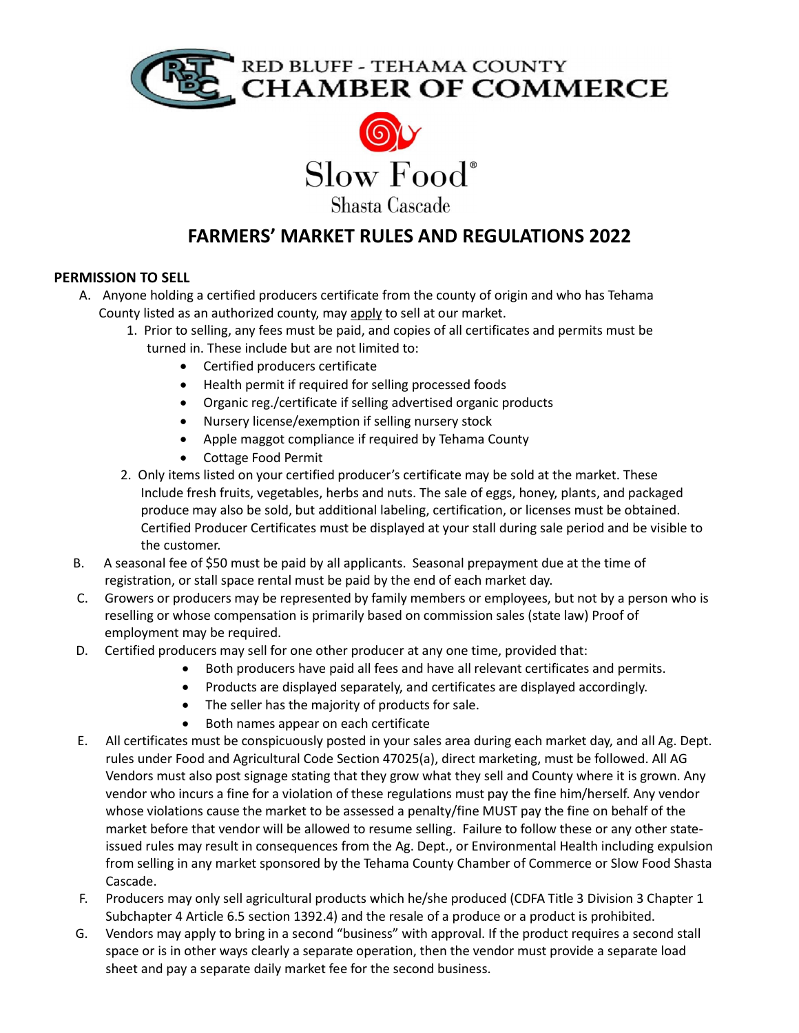RED BLUFF - TEHAMA COUNTY
CHAMBER OF COMMERCE

Slow Food®
Shasta Cascade

# FARMERS' MARKET RULES AND REGULATIONS 2022

**PERMISSION TO SELL**

A. Anyone holding a certified producers certificate from the county of origin and who has Tehama County listed as an authorized county, may apply to sell at our market.
   1. Prior to selling, any fees must be paid, and copies of all certificates and permits must be turned in. These include but are not limited to:
      - Certified producers certificate
      - Health permit if required for selling processed foods
      - Organic reg./certificate if selling advertised organic products
      - Nursery license/exemption if selling nursery stock
      - Apple maggot compliance if required by Tehama County
      - Cottage Food Permit
   2. Only items listed on your certified producer's certificate may be sold at the market. These Include fresh fruits, vegetables, herbs and nuts. The sale of eggs, honey, plants, and packaged produce may also be sold, but additional labeling, certification, or licenses must be obtained. Certified Producer Certificates must be displayed at your stall during sale period and be visible to the customer.

B. A seasonal fee of $50 must be paid by all applicants. Seasonal prepayment due at the time of registration, or stall space rental must be paid by the end of each market day.

C. Growers or producers may be represented by family members or employees, but not by a person who is reselling or whose compensation is primarily based on commission sales (state law) Proof of employment may be required.

D. Certified producers may sell for one other producer at any one time, provided that:
   - Both producers have paid all fees and have all relevant certificates and permits.
   - Products are displayed separately, and certificates are displayed accordingly.
   - The seller has the majority of products for sale.
   - Both names appear on each certificate

E. All certificates must be conspicuously posted in your sales area during each market day, and all Ag. Dept. rules under Food and Agricultural Code Section 47025(a), direct marketing, must be followed. All AG Vendors must also post signage stating that they grow what they sell and County where it is grown. Any vendor who incurs a fine for a violation of these regulations must pay the fine him/herself. Any vendor whose violations cause the market to be assessed a penalty/fine MUST pay the fine on behalf of the market before that vendor will be allowed to resume selling. Failure to follow these or any other state-issued rules may result in consequences from the Ag. Dept., or Environmental Health including expulsion from selling in any market sponsored by the Tehama County Chamber of Commerce or Slow Food Shasta Cascade.

F. Producers may only sell agricultural products which he/she produced (CDFA Title 3 Division 3 Chapter 1 Subchapter 4 Article 6.5 section 1392.4) and the resale of a produce or a product is prohibited.

G. Vendors may apply to bring in a second "business" with approval. If the product requires a second stall space or is in other ways clearly a separate operation, then the vendor must provide a separate load sheet and pay a separate daily market fee for the second business.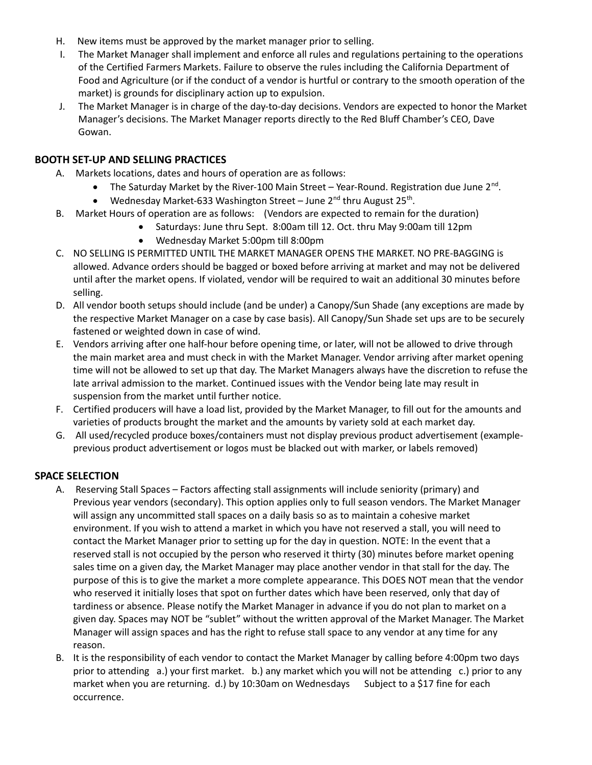H. New items must be approved by the market manager prior to selling.

I. The Market Manager shall implement and enforce all rules and regulations pertaining to the operations of the Certified Farmers Markets. Failure to observe the rules including the California Department of Food and Agriculture (or if the conduct of a vendor is hurtful or contrary to the smooth operation of the market) is grounds for disciplinary action up to expulsion.

J. The Market Manager is in charge of the day-to-day decisions. Vendors are expected to honor the Market Manager's decisions. The Market Manager reports directly to the Red Bluff Chamber's CEO, Dave Gowan.

## BOOTH SET-UP AND SELLING PRACTICES

A. Markets locations, dates and hours of operation are as follows:
   - The Saturday Market by the River-100 Main Street – Year-Round. Registration due June 2nd.
   - Wednesday Market-633 Washington Street – June 2nd thru August 25th.

B. Market Hours of operation are as follows: (Vendors are expected to remain for the duration)
   - Saturdays: June thru Sept. 8:00am till 12. Oct. thru May 9:00am till 12pm
   - Wednesday Market 5:00pm till 8:00pm

C. NO SELLING IS PERMITTED UNTIL THE MARKET MANAGER OPENS THE MARKET. NO PRE-BAGGING is allowed. Advance orders should be bagged or boxed before arriving at market and may not be delivered until after the market opens. If violated, vendor will be required to wait an additional 30 minutes before selling.

D. All vendor booth setups should include (and be under) a Canopy/Sun Shade (any exceptions are made by the respective Market Manager on a case by case basis). All Canopy/Sun Shade set ups are to be securely fastened or weighted down in case of wind.

E. Vendors arriving after one half-hour before opening time, or later, will not be allowed to drive through the main market area and must check in with the Market Manager. Vendor arriving after market opening time will not be allowed to set up that day. The Market Managers always have the discretion to refuse the late arrival admission to the market. Continued issues with the Vendor being late may result in suspension from the market until further notice.

F. Certified producers will have a load list, provided by the Market Manager, to fill out for the amounts and varieties of products brought the market and the amounts by variety sold at each market day.

G. All used/recycled produce boxes/containers must not display previous product advertisement (example- previous product advertisement or logos must be blacked out with marker, or labels removed)

## SPACE SELECTION

A. Reserving Stall Spaces – Factors affecting stall assignments will include seniority (primary) and Previous year vendors (secondary). This option applies only to full season vendors. The Market Manager will assign any uncommitted stall spaces on a daily basis so as to maintain a cohesive market environment. If you wish to attend a market in which you have not reserved a stall, you will need to contact the Market Manager prior to setting up for the day in question. NOTE: In the event that a reserved stall is not occupied by the person who reserved it thirty (30) minutes before market opening sales time on a given day, the Market Manager may place another vendor in that stall for the day. The purpose of this is to give the market a more complete appearance. This DOES NOT mean that the vendor who reserved it initially loses that spot on further dates which have been reserved, only that day of tardiness or absence. Please notify the Market Manager in advance if you do not plan to market on a given day. Spaces may NOT be "sublet" without the written approval of the Market Manager. The Market Manager will assign spaces and has the right to refuse stall space to any vendor at any time for any reason.

B. It is the responsibility of each vendor to contact the Market Manager by calling before 4:00pm two days prior to attending a.) your first market. b.) any market which you will not be attending c.) prior to any market when you are returning. d.) by 10:30am on Wednesdays Subject to a $17 fine for each occurrence.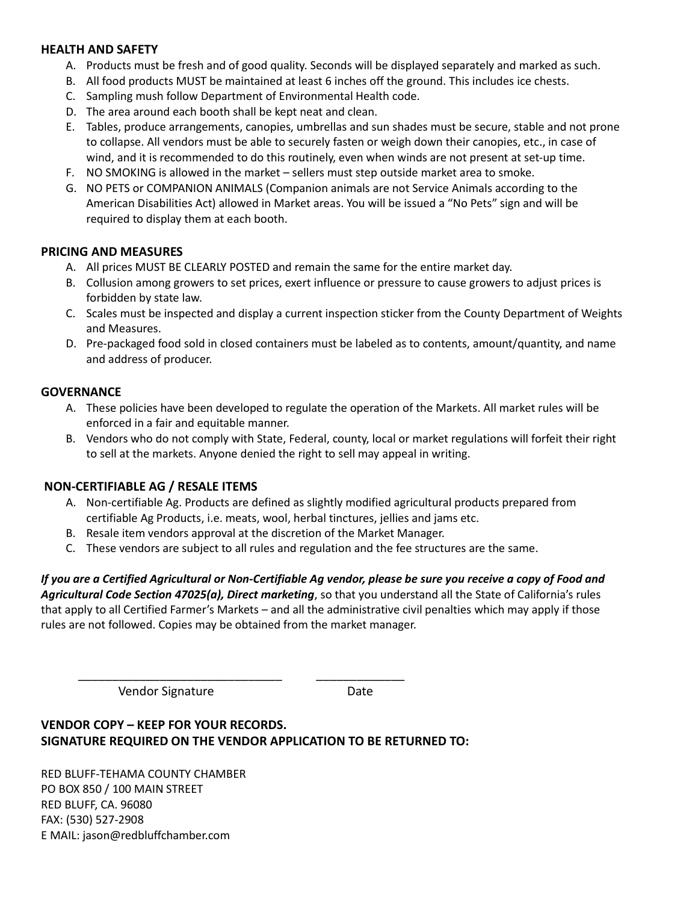**HEALTH AND SAFETY**

A. Products must be fresh and of good quality. Seconds will be displayed separately and marked as such.
B. All food products MUST be maintained at least 6 inches off the ground. This includes ice chests.
C. Sampling mush follow Department of Environmental Health code.
D. The area around each booth shall be kept neat and clean.
E. Tables, produce arrangements, canopies, umbrellas and sun shades must be secure, stable and not prone to collapse. All vendors must be able to securely fasten or weigh down their canopies, etc., in case of wind, and it is recommended to do this routinely, even when winds are not present at set-up time.
F. NO SMOKING is allowed in the market – sellers must step outside market area to smoke.
G. NO PETS or COMPANION ANIMALS (Companion animals are not Service Animals according to the American Disabilities Act) allowed in Market areas. You will be issued a "No Pets" sign and will be required to display them at each booth.

**PRICING AND MEASURES**

A. All prices MUST BE CLEARLY POSTED and remain the same for the entire market day.
B. Collusion among growers to set prices, exert influence or pressure to cause growers to adjust prices is forbidden by state law.
C. Scales must be inspected and display a current inspection sticker from the County Department of Weights and Measures.
D. Pre-packaged food sold in closed containers must be labeled as to contents, amount/quantity, and name and address of producer.

**GOVERNANCE**

A. These policies have been developed to regulate the operation of the Markets. All market rules will be enforced in a fair and equitable manner.
B. Vendors who do not comply with State, Federal, county, local or market regulations will forfeit their right to sell at the markets. Anyone denied the right to sell may appeal in writing.

**NON-CERTIFIABLE AG / RESALE ITEMS**

A. Non-certifiable Ag. Products are defined as slightly modified agricultural products prepared from certifiable Ag Products, i.e. meats, wool, herbal tinctures, jellies and jams etc.
B. Resale item vendors approval at the discretion of the Market Manager.
C. These vendors are subject to all rules and regulation and the fee structures are the same.

***If you are a Certified Agricultural or Non-Certifiable Ag vendor, please be sure you receive a copy of Food and Agricultural Code Section 47025(a), Direct marketing***, so that you understand all the State of California's rules that apply to all Certified Farmer's Markets – and all the administrative civil penalties which may apply if those rules are not followed. Copies may be obtained from the market manager.

_______________________________ _____________

Vendor Signature Date

**VENDOR COPY – KEEP FOR YOUR RECORDS.**
**SIGNATURE REQUIRED ON THE VENDOR APPLICATION TO BE RETURNED TO:**

RED BLUFF-TEHAMA COUNTY CHAMBER
PO BOX 850 / 100 MAIN STREET
RED BLUFF, CA. 96080
FAX: (530) 527-2908
E MAIL: jason@redbluffchamber.com